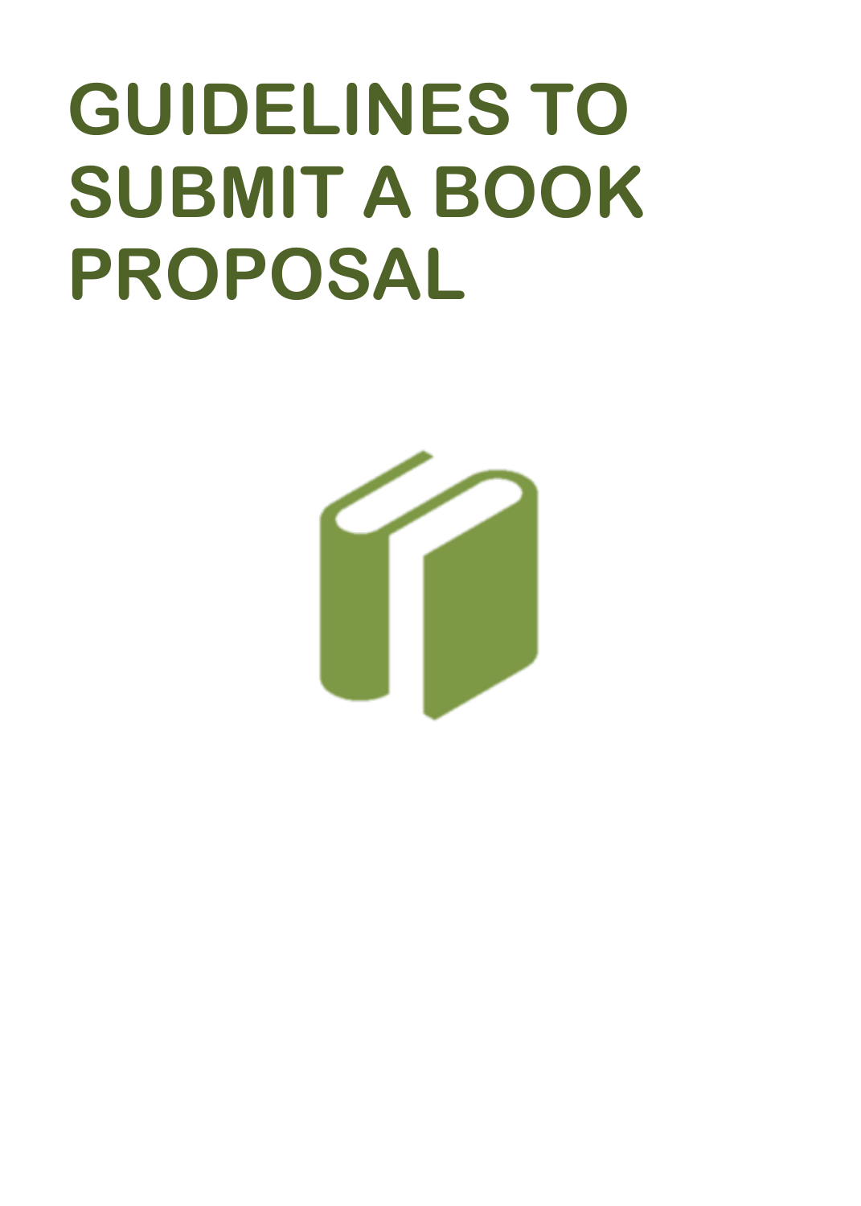# GUIDELINES TO SUBMIT A BOOK PROPOSAL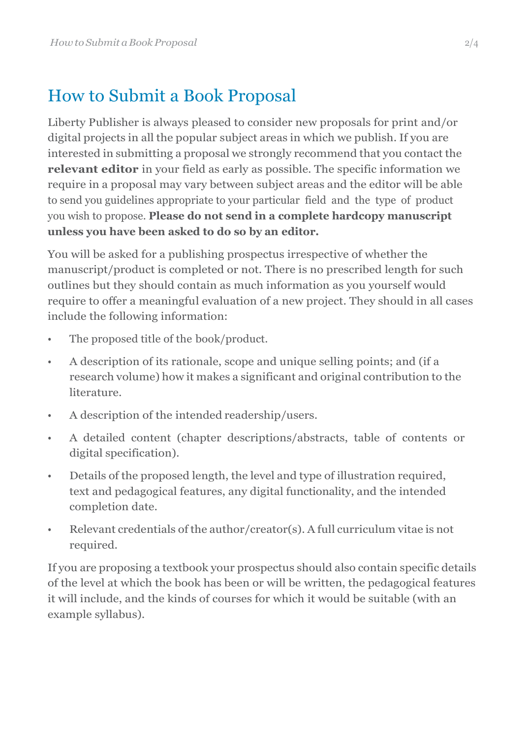# How to Submit a Book Proposal

Liberty Publisher is always pleased to consider new proposals for print and/or digital projects in all the popular subject areas in which we publish. If you are interested in submitting a proposal we strongly recommend that you contact the **relevant editor** in your field as early as possible. The specific information we require in a proposal may vary between subject areas and the editor will be able to send you guidelines appropriate to your particular field and the type of product you wish to propose. **Please do not send in a complete hardcopy manuscript unless you have been asked to do so by an editor.**

You will be asked for a publishing prospectus irrespective of whether the manuscript/product is completed or not. There is no prescribed length for such outlines but they should contain as much information as you yourself would require to offer a meaningful evaluation of a new project. They should in all cases include the following information:

- The proposed title of the book/product.
- A description of its rationale, scope and unique selling points; and (if a research volume) how it makes a significant and original contribution to the literature.
- A description of the intended readership/users.
- A detailed content (chapter descriptions/abstracts, table of contents or digital specification).
- Details of the proposed length, the level and type of illustration required, text and pedagogical features, any digital functionality, and the intended completion date.
- Relevant credentials of the author/creator(s). A full curriculum vitae is not required.

If you are proposing a textbook your prospectus should also contain specific details of the level at which the book has been or will be written, the pedagogical features it will include, and the kinds of courses for which it would be suitable (with an example syllabus).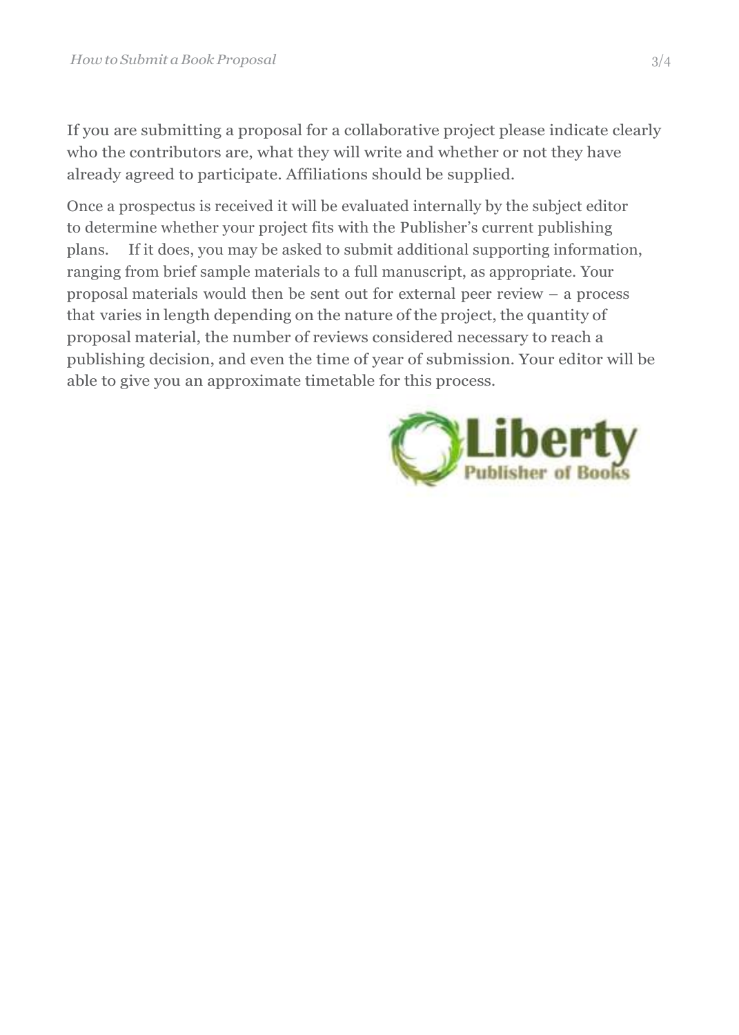If you are submitting a proposal for a collaborative project please indicate clearly who the contributors are, what they will write and whether or not they have already agreed to participate. Affiliations should be supplied.

Once a prospectus is received it will be evaluated internally by the subject editor to determine whether your project fits with the Publisher's current publishing plans. If it does, you may be asked to submit additional supporting information, ranging from brief sample materials to a full manuscript, as appropriate. Your proposal materials would then be sent out for external peer review – a process that varies in length depending on the nature of the project, the quantity of proposal material, the number of reviews considered necessary to reach a publishing decision, and even the time of year of submission. Your editor will be able to give you an approximate timetable for this process.

Liberty
Publisher of Books